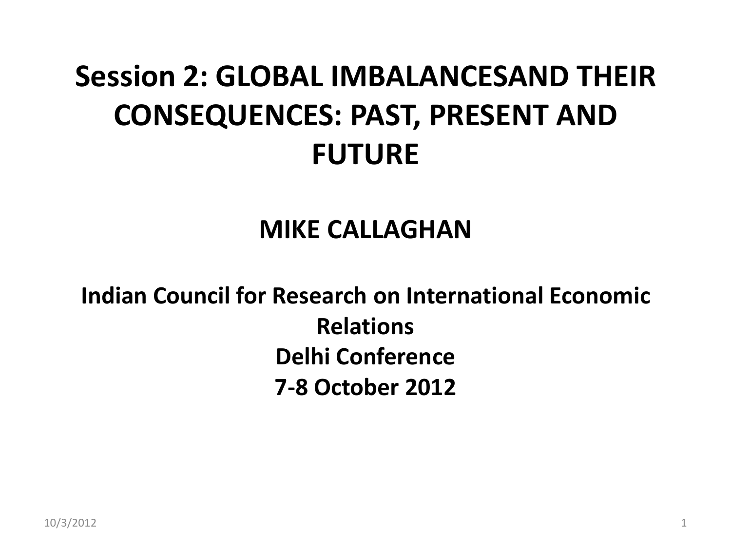# Session 2: GLOBAL IMBALANCESAND THEIR CONSEQUENCES: PAST, PRESENT AND FUTURE

**MIKE CALLAGHAN**

**Indian Council for Research on International Economic Relations**
**Delhi Conference**
**7-8 October 2012**

10/3/2012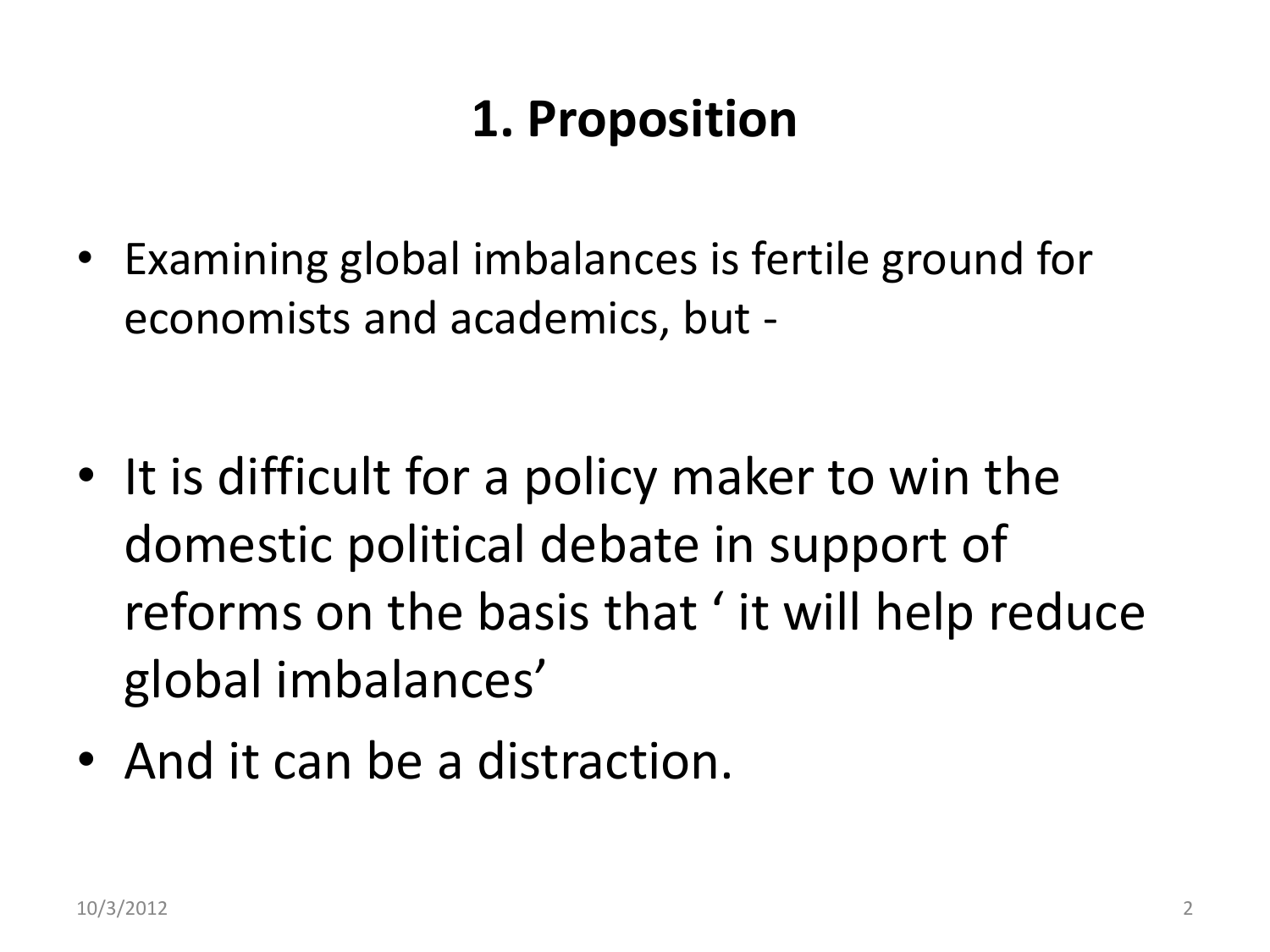# 1. Proposition

- Examining global imbalances is fertile ground for economists and academics, but -
- It is difficult for a policy maker to win the domestic political debate in support of reforms on the basis that ' it will help reduce global imbalances'
- And it can be a distraction.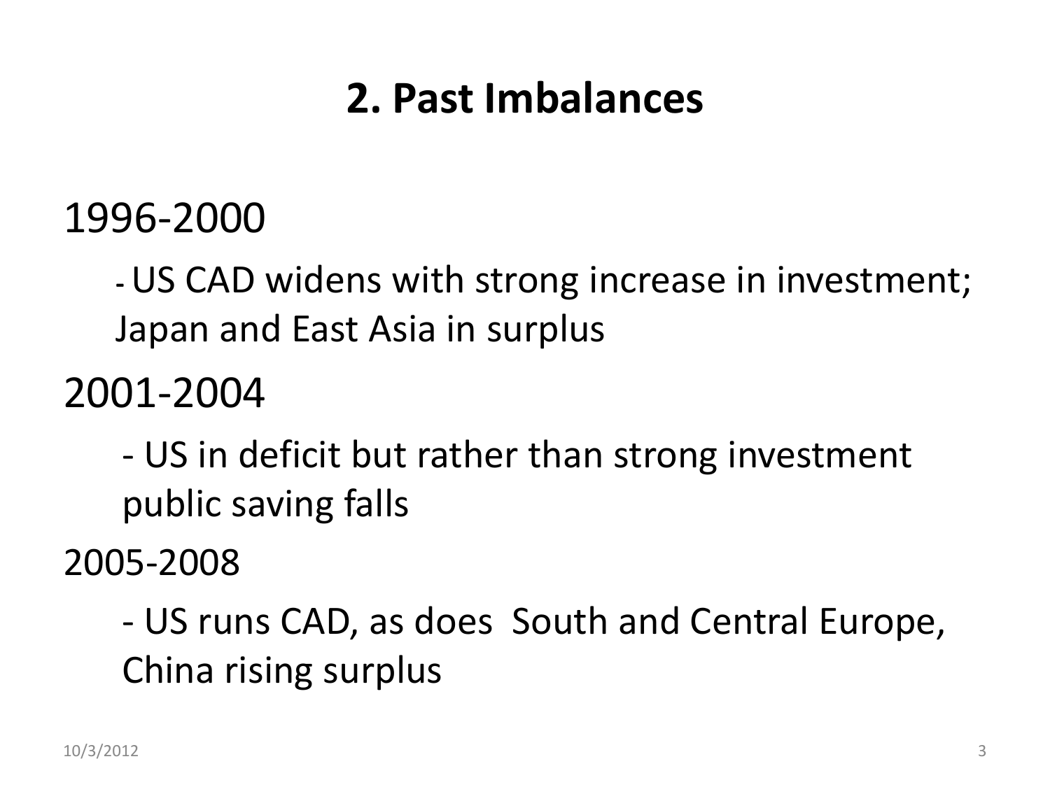## 2. Past Imbalances

1996-2000

- US CAD widens with strong increase in investment; Japan and East Asia in surplus

2001-2004

- US in deficit but rather than strong investment public saving falls

2005-2008

- US runs CAD, as does South and Central Europe, China rising surplus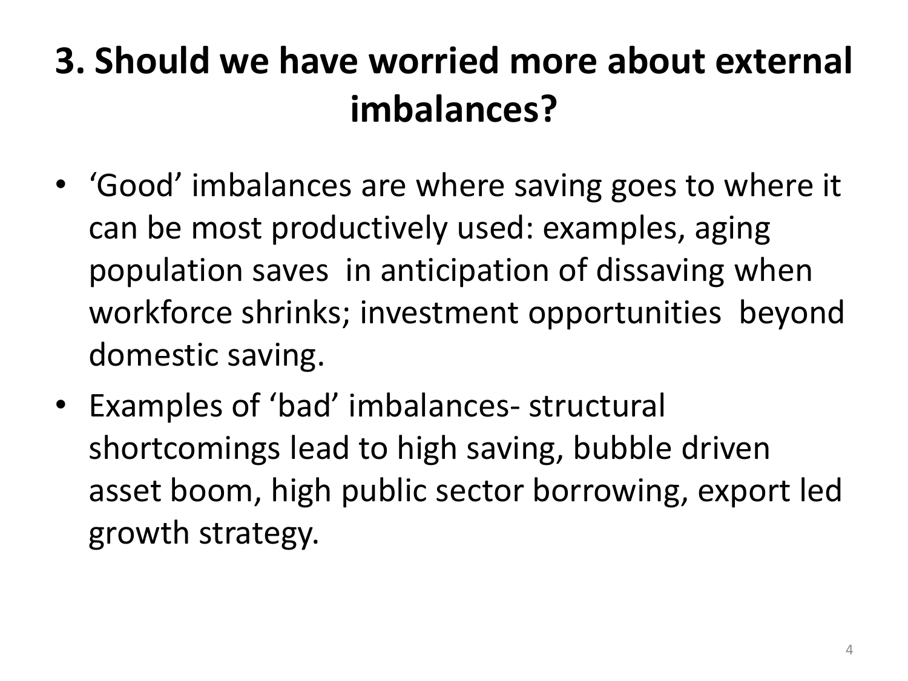# 3. Should we have worried more about external imbalances?

- 'Good' imbalances are where saving goes to where it can be most productively used: examples, aging population saves in anticipation of dissaving when workforce shrinks; investment opportunities beyond domestic saving.
- Examples of 'bad' imbalances- structural shortcomings lead to high saving, bubble driven asset boom, high public sector borrowing, export led growth strategy.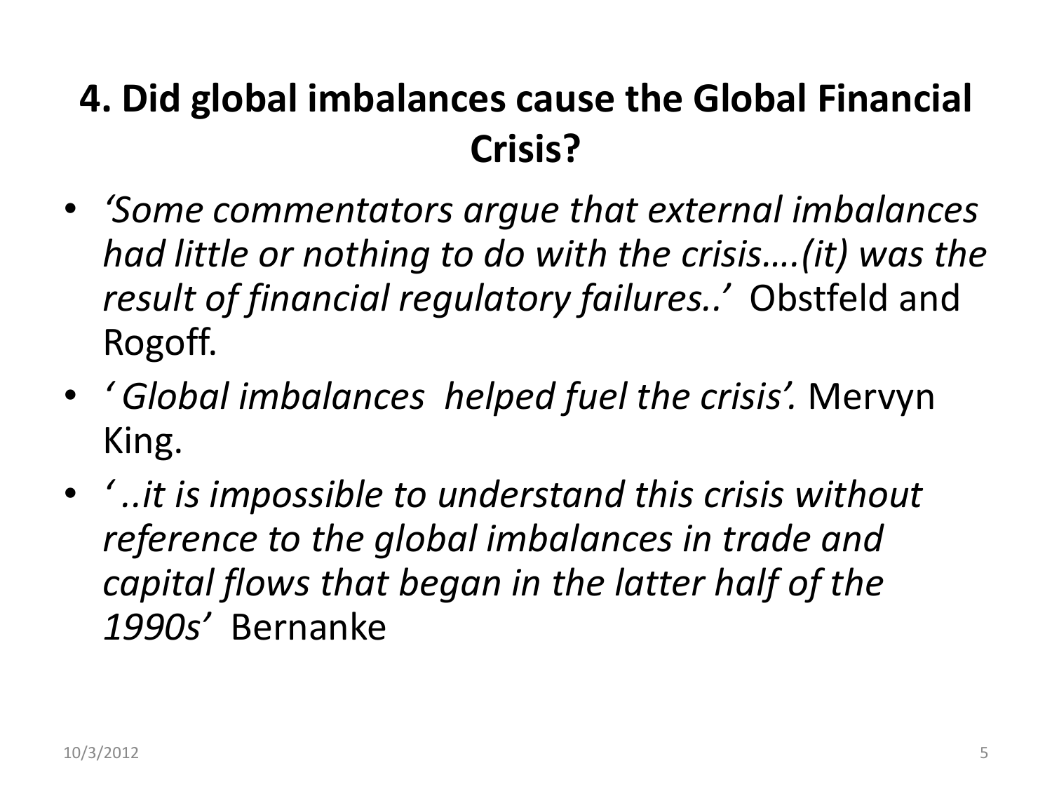## 4. Did global imbalances cause the Global Financial Crisis?

- *'Some commentators argue that external imbalances had little or nothing to do with the crisis….(it) was the result of financial regulatory failures..'* Obstfeld and Rogoff.
- *' Global imbalances helped fuel the crisis'.* Mervyn King.
- *' ..it is impossible to understand this crisis without reference to the global imbalances in trade and capital flows that began in the latter half of the 1990s'* Bernanke

10/3/2012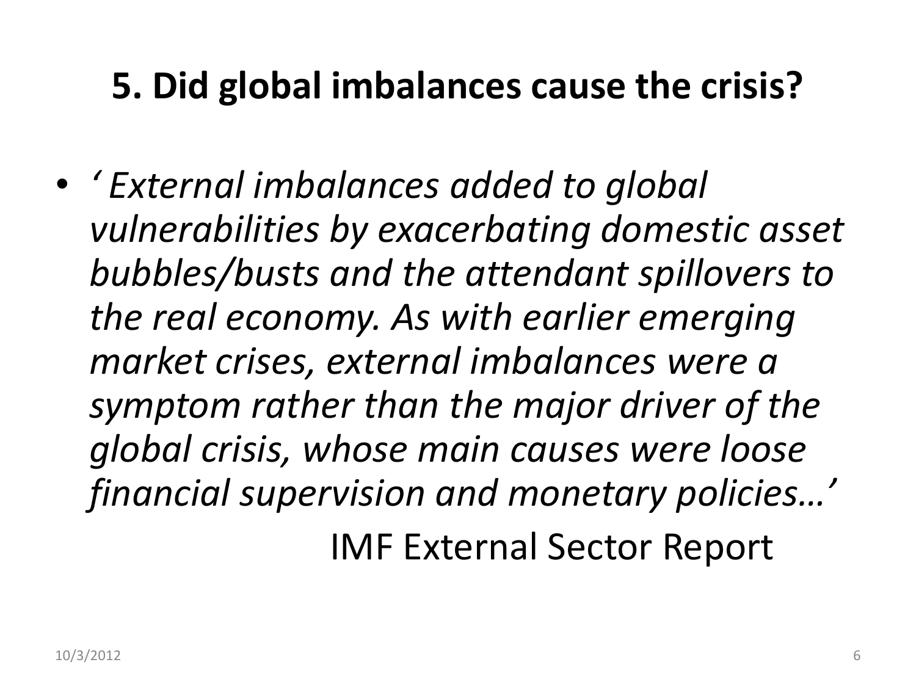## 5. Did global imbalances cause the crisis?

- *' External imbalances added to global vulnerabilities by exacerbating domestic asset bubbles/busts and the attendant spillovers to the real economy. As with earlier emerging market crises, external imbalances were a symptom rather than the major driver of the global crisis, whose main causes were loose financial supervision and monetary policies…'*

  IMF External Sector Report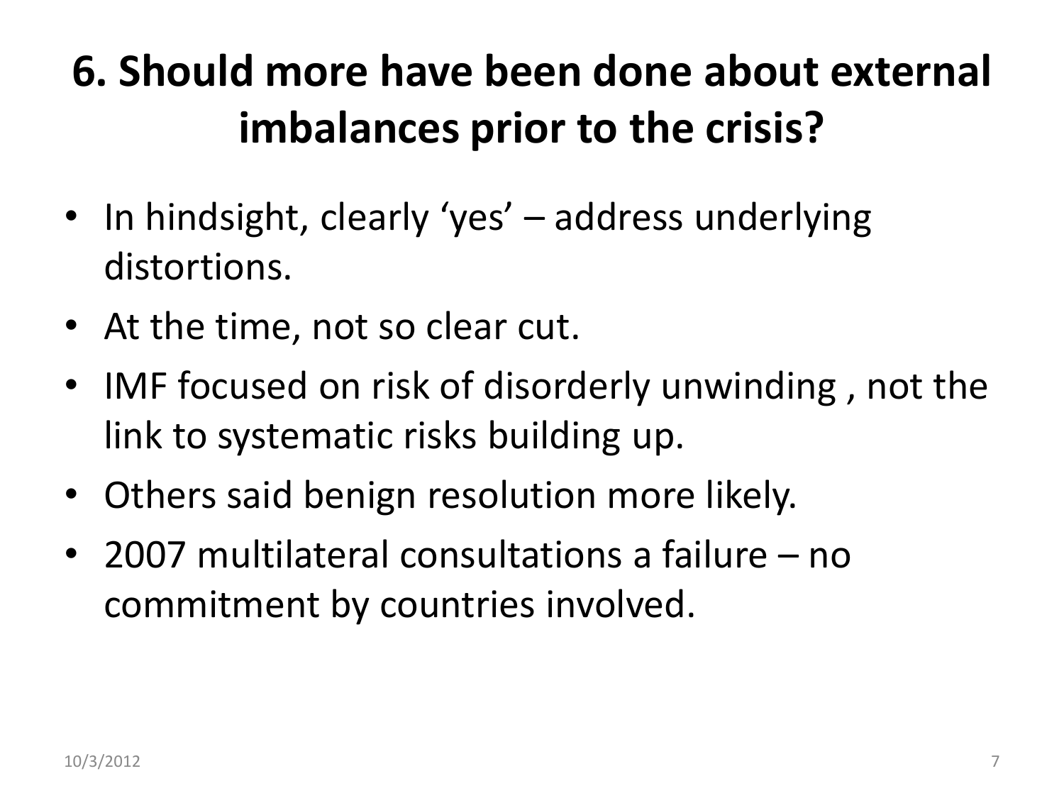# 6. Should more have been done about external imbalances prior to the crisis?

- In hindsight, clearly 'yes' – address underlying distortions.
- At the time, not so clear cut.
- IMF focused on risk of disorderly unwinding , not the link to systematic risks building up.
- Others said benign resolution more likely.
- 2007 multilateral consultations a failure – no commitment by countries involved.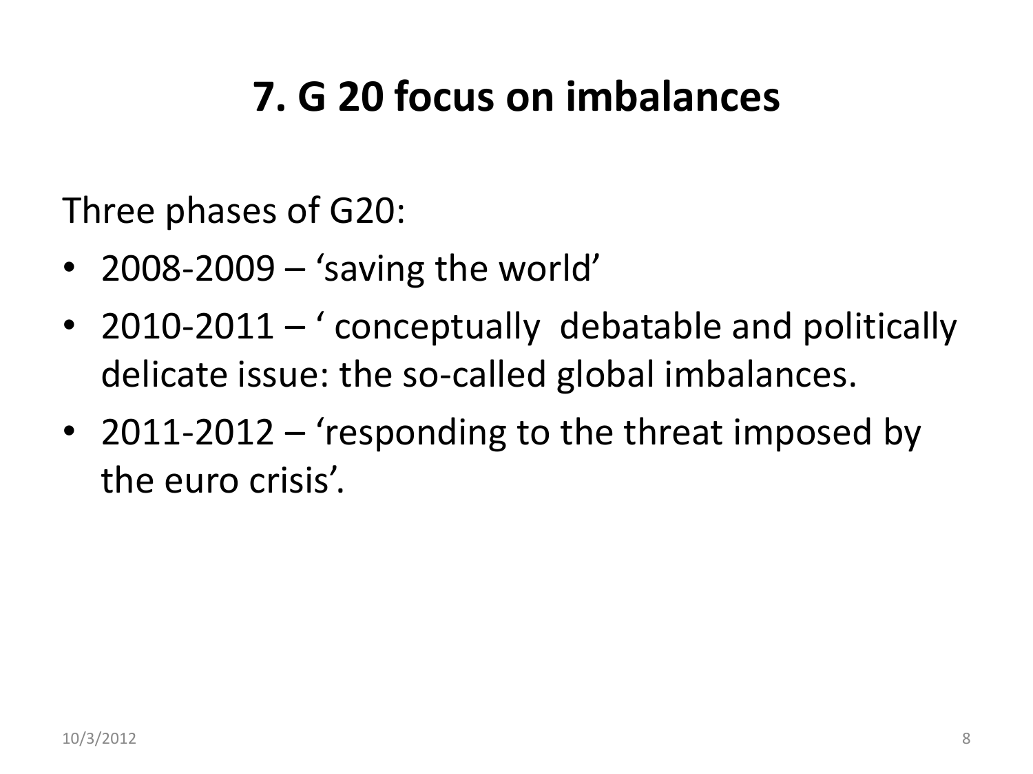# 7. G 20 focus on imbalances

Three phases of G20:

- 2008-2009 – 'saving the world'
- 2010-2011 – ' conceptually debatable and politically delicate issue: the so-called global imbalances.
- 2011-2012 – 'responding to the threat imposed by the euro crisis'.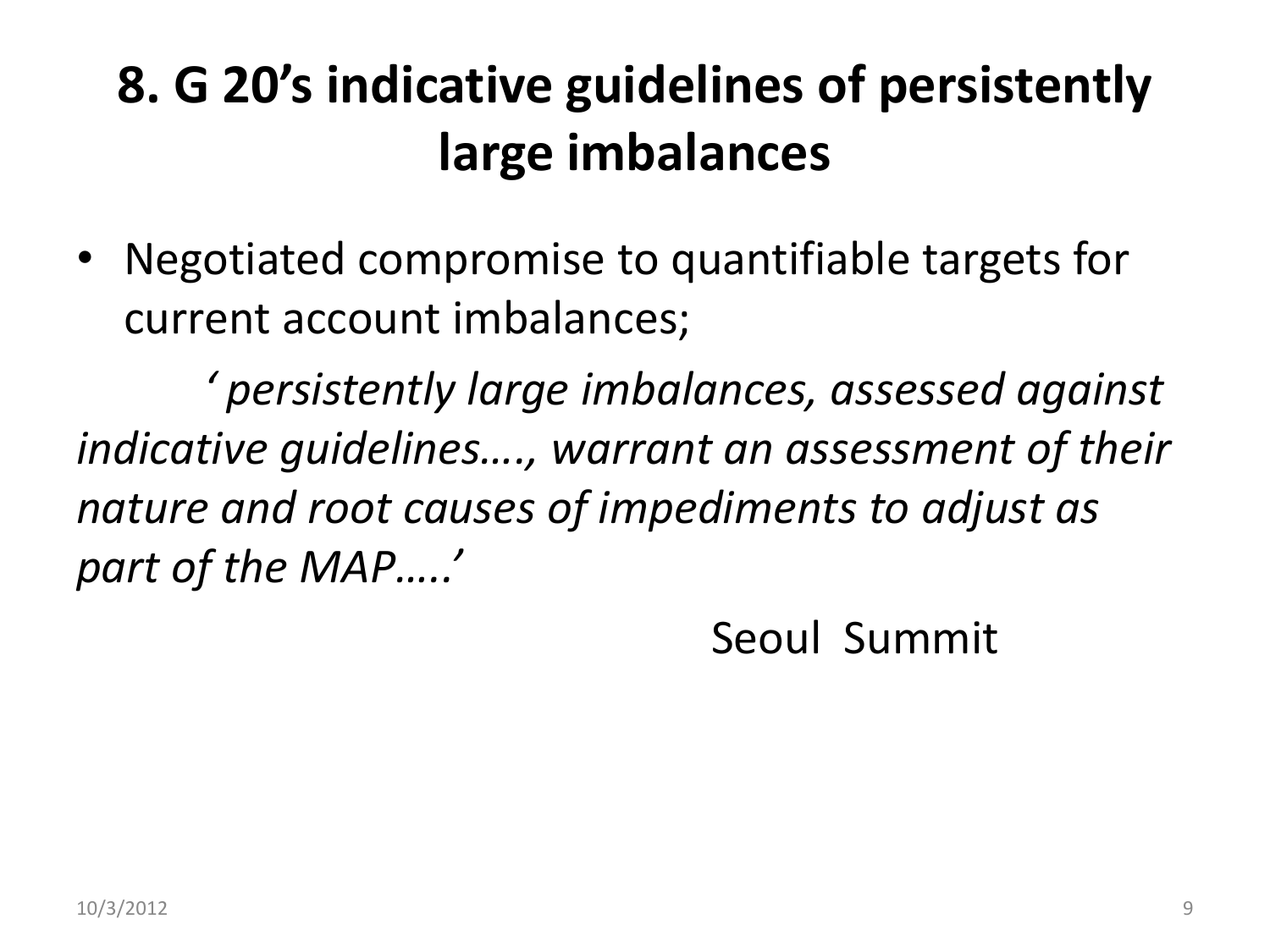# 8. G 20's indicative guidelines of persistently large imbalances

- Negotiated compromise to quantifiable targets for current account imbalances;

*' persistently large imbalances, assessed against indicative guidelines…., warrant an assessment of their nature and root causes of impediments to adjust as part of the MAP…..'*

Seoul Summit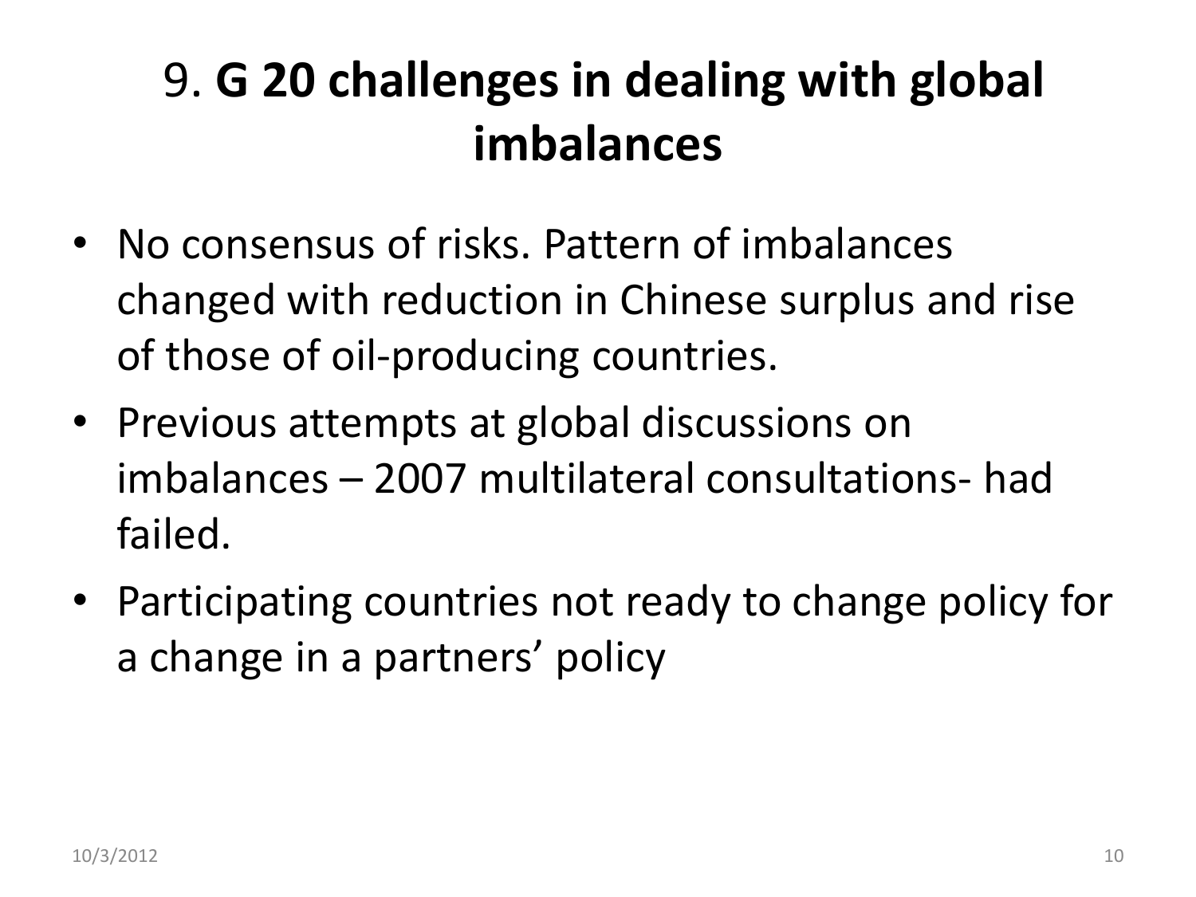# 9. **G 20 challenges in dealing with global imbalances**

- No consensus of risks. Pattern of imbalances changed with reduction in Chinese surplus and rise of those of oil-producing countries.
- Previous attempts at global discussions on imbalances – 2007 multilateral consultations- had failed.
- Participating countries not ready to change policy for a change in a partners' policy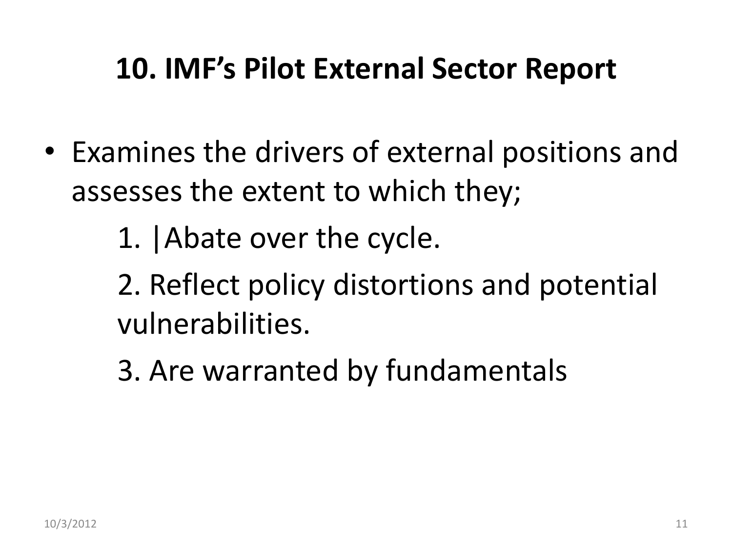# 10. IMF's Pilot External Sector Report

- Examines the drivers of external positions and assesses the extent to which they;
  1. |Abate over the cycle.
  2. Reflect policy distortions and potential vulnerabilities.
  3. Are warranted by fundamentals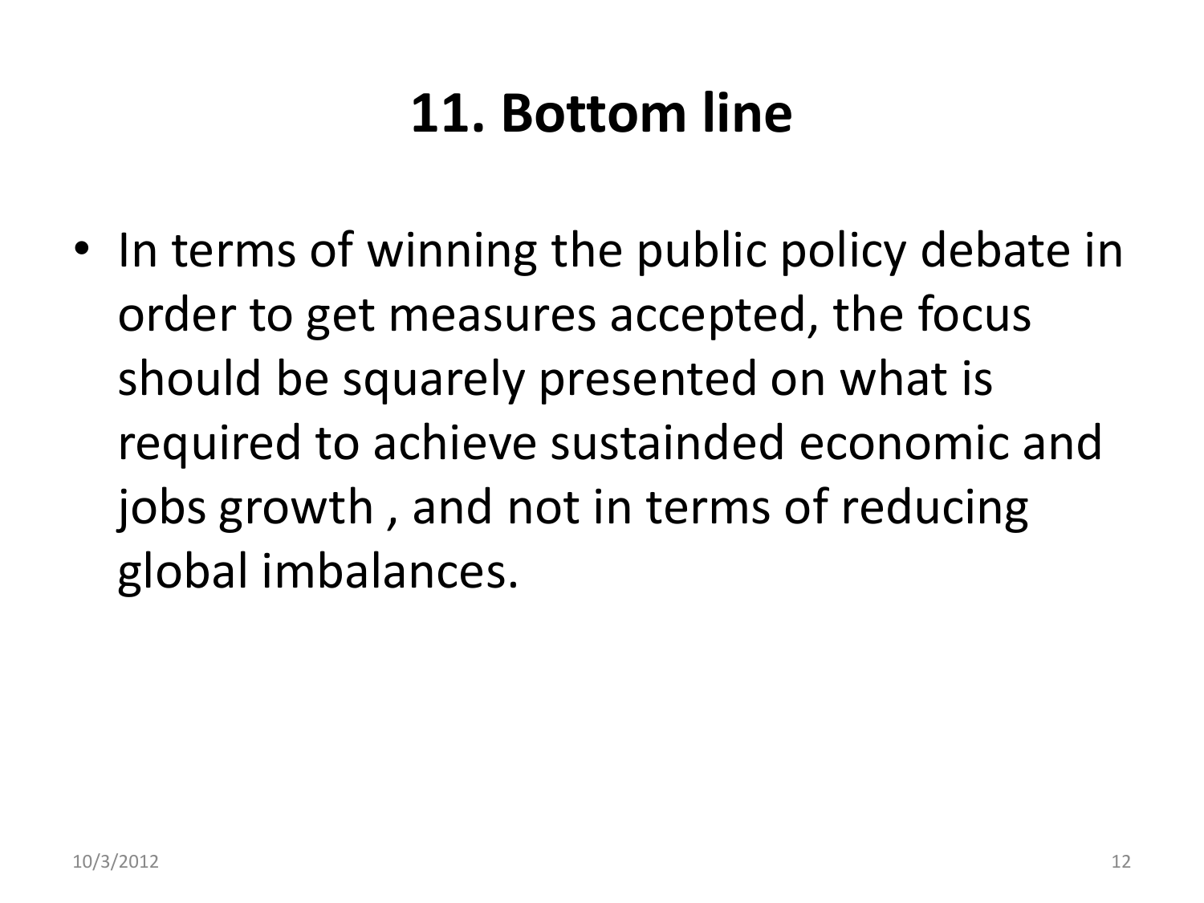# 11. Bottom line

- In terms of winning the public policy debate in order to get measures accepted, the focus should be squarely presented on what is required to achieve sustainded economic and jobs growth , and not in terms of reducing global imbalances.